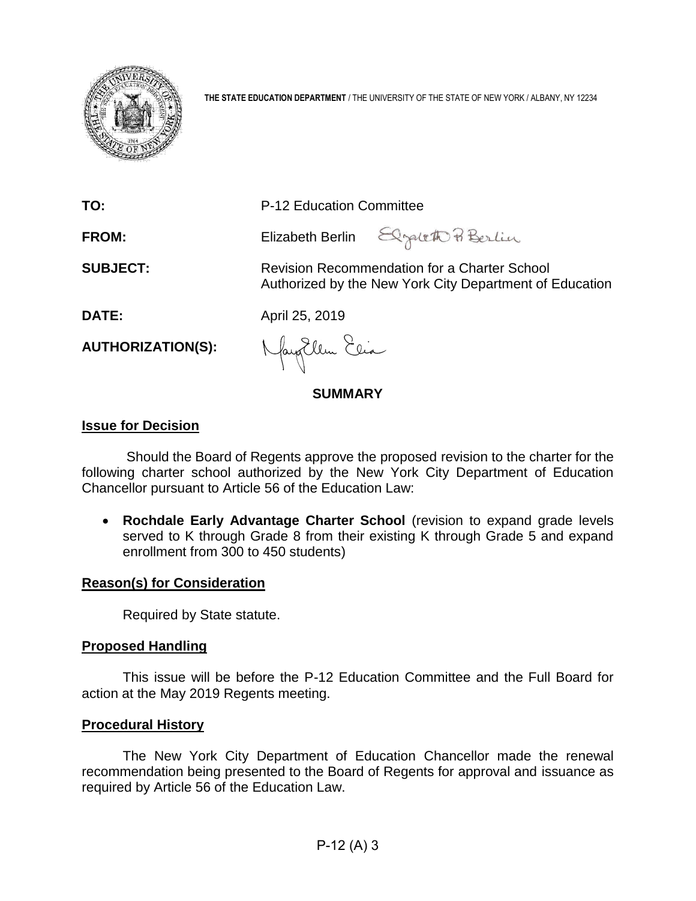**THE STATE EDUCATION DEPARTMENT** / THE UNIVERSITY OF THE STATE OF NEW YORK / ALBANY, NY 12234

**TO:** P-12 Education Committee

**FROM:** Elizabeth Berlin

**SUBJECT:** Revision Recommendation for a Charter School Authorized by the New York City Department of Education

**DATE:** April 25, 2019

**AUTHORIZATION(S):**

## SUMMARY

### Issue for Decision

Should the Board of Regents approve the proposed revision to the charter for the following charter school authorized by the New York City Department of Education Chancellor pursuant to Article 56 of the Education Law:

- **Rochdale Early Advantage Charter School** (revision to expand grade levels served to K through Grade 8 from their existing K through Grade 5 and expand enrollment from 300 to 450 students)

### Reason(s) for Consideration

Required by State statute.

### Proposed Handling

This issue will be before the P-12 Education Committee and the Full Board for action at the May 2019 Regents meeting.

### Procedural History

The New York City Department of Education Chancellor made the renewal recommendation being presented to the Board of Regents for approval and issuance as required by Article 56 of the Education Law.

P-12 (A) 3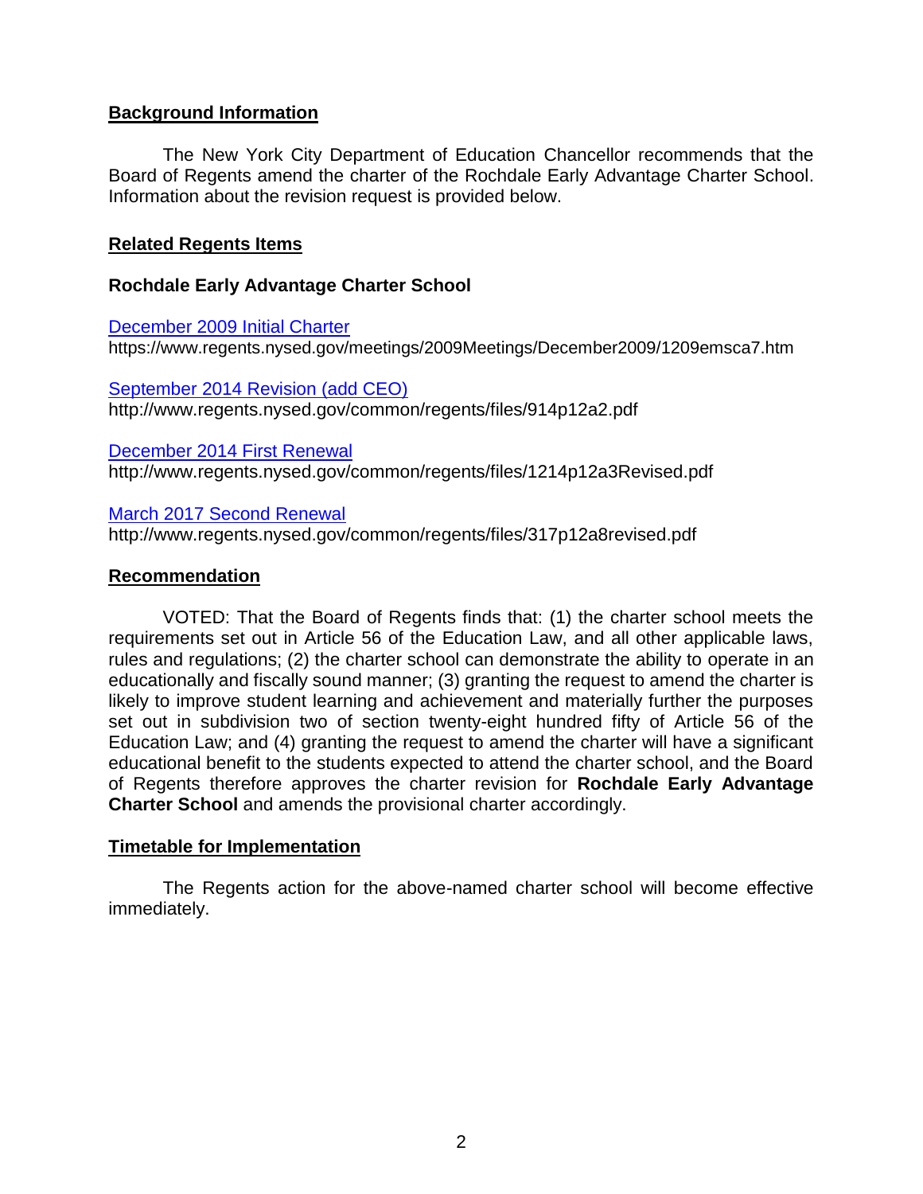## Background Information

The New York City Department of Education Chancellor recommends that the Board of Regents amend the charter of the Rochdale Early Advantage Charter School. Information about the revision request is provided below.

## Related Regents Items

### Rochdale Early Advantage Charter School

[December 2009 Initial Charter](https://www.regents.nysed.gov/meetings/2009Meetings/December2009/1209emsca7.htm)
https://www.regents.nysed.gov/meetings/2009Meetings/December2009/1209emsca7.htm

[September 2014 Revision (add CEO)](http://www.regents.nysed.gov/common/regents/files/914p12a2.pdf)
http://www.regents.nysed.gov/common/regents/files/914p12a2.pdf

[December 2014 First Renewal](http://www.regents.nysed.gov/common/regents/files/1214p12a3Revised.pdf)
http://www.regents.nysed.gov/common/regents/files/1214p12a3Revised.pdf

[March 2017 Second Renewal](http://www.regents.nysed.gov/common/regents/files/317p12a8revised.pdf)
http://www.regents.nysed.gov/common/regents/files/317p12a8revised.pdf

## Recommendation

VOTED: That the Board of Regents finds that: (1) the charter school meets the requirements set out in Article 56 of the Education Law, and all other applicable laws, rules and regulations; (2) the charter school can demonstrate the ability to operate in an educationally and fiscally sound manner; (3) granting the request to amend the charter is likely to improve student learning and achievement and materially further the purposes set out in subdivision two of section twenty-eight hundred fifty of Article 56 of the Education Law; and (4) granting the request to amend the charter will have a significant educational benefit to the students expected to attend the charter school, and the Board of Regents therefore approves the charter revision for **Rochdale Early Advantage Charter School** and amends the provisional charter accordingly.

## Timetable for Implementation

The Regents action for the above-named charter school will become effective immediately.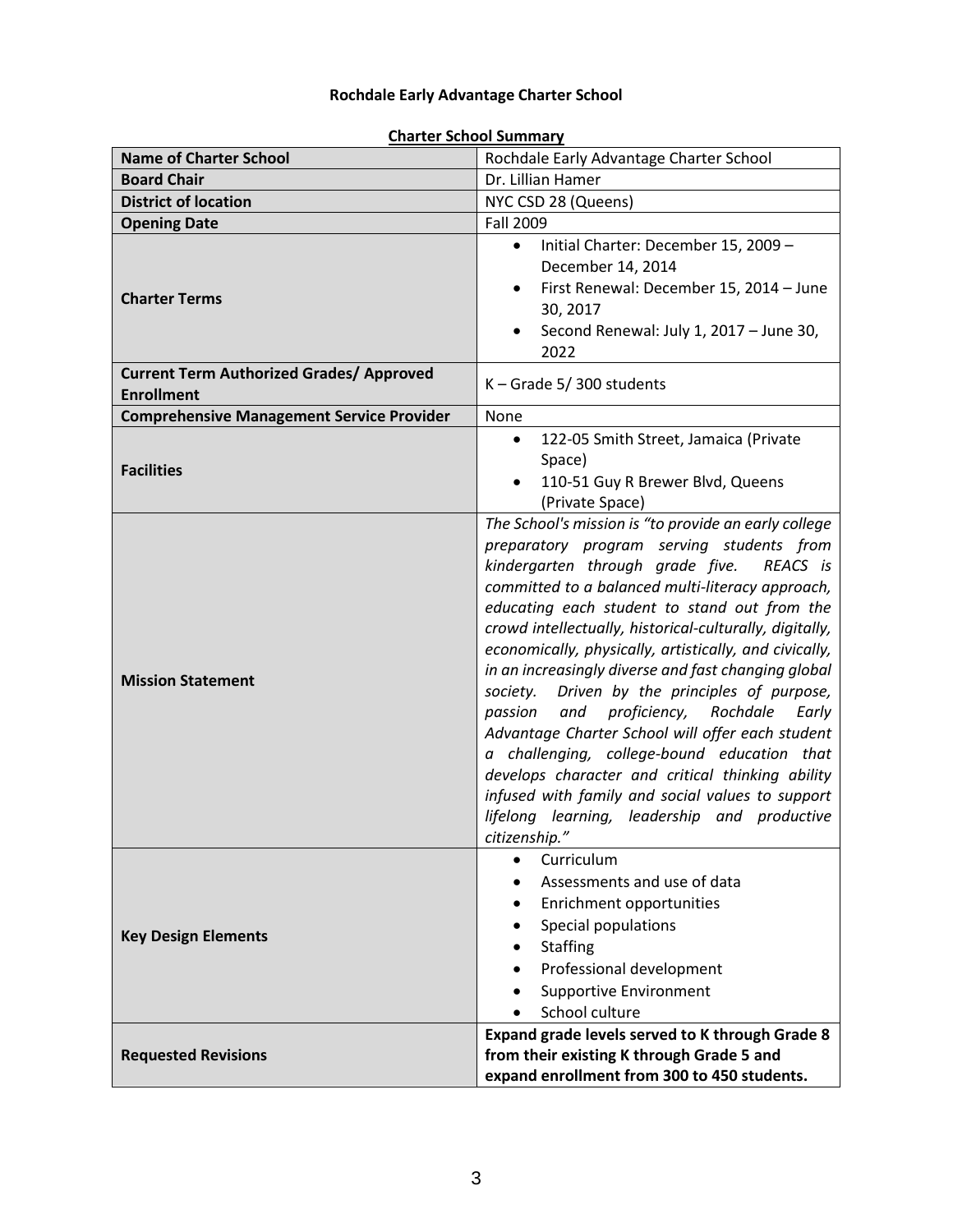**Rochdale Early Advantage Charter School**

**Charter School Summary**

| **Name of Charter School** | Rochdale Early Advantage Charter School |
|---|---|
| **Board Chair** | Dr. Lillian Hamer |
| **District of location** | NYC CSD 28 (Queens) |
| **Opening Date** | Fall 2009 |
| **Charter Terms** | • Initial Charter: December 15, 2009 – December 14, 2014<br>• First Renewal: December 15, 2014 – June 30, 2017<br>• Second Renewal: July 1, 2017 – June 30, 2022 |
| **Current Term Authorized Grades/ Approved Enrollment** | K – Grade 5/ 300 students |
| **Comprehensive Management Service Provider** | None |
| **Facilities** | • 122-05 Smith Street, Jamaica (Private Space)<br>• 110-51 Guy R Brewer Blvd, Queens (Private Space) |
| **Mission Statement** | *The School's mission is "to provide an early college preparatory program serving students from kindergarten through grade five. REACS is committed to a balanced multi-literacy approach, educating each student to stand out from the crowd intellectually, historical-culturally, digitally, economically, physically, artistically, and civically, in an increasingly diverse and fast changing global society. Driven by the principles of purpose, passion and proficiency, Rochdale Early Advantage Charter School will offer each student a challenging, college-bound education that develops character and critical thinking ability infused with family and social values to support lifelong learning, leadership and productive citizenship."* |
| **Key Design Elements** | • Curriculum<br>• Assessments and use of data<br>• Enrichment opportunities<br>• Special populations<br>• Staffing<br>• Professional development<br>• Supportive Environment<br>• School culture |
| **Requested Revisions** | **Expand grade levels served to K through Grade 8 from their existing K through Grade 5 and expand enrollment from 300 to 450 students.** |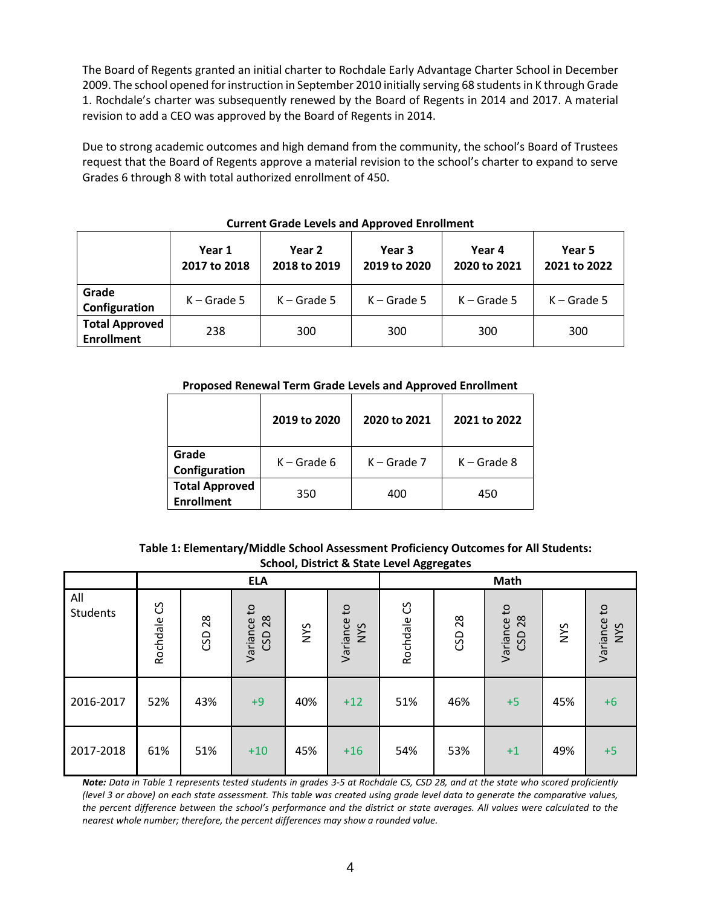The Board of Regents granted an initial charter to Rochdale Early Advantage Charter School in December 2009. The school opened for instruction in September 2010 initially serving 68 students in K through Grade 1. Rochdale's charter was subsequently renewed by the Board of Regents in 2014 and 2017. A material revision to add a CEO was approved by the Board of Regents in 2014.

Due to strong academic outcomes and high demand from the community, the school's Board of Trustees request that the Board of Regents approve a material revision to the school's charter to expand to serve Grades 6 through 8 with total authorized enrollment of 450.

**Current Grade Levels and Approved Enrollment**

| | Year 1 2017 to 2018 | Year 2 2018 to 2019 | Year 3 2019 to 2020 | Year 4 2020 to 2021 | Year 5 2021 to 2022 |
|---|---|---|---|---|---|
| **Grade Configuration** | K – Grade 5 | K – Grade 5 | K – Grade 5 | K – Grade 5 | K – Grade 5 |
| **Total Approved Enrollment** | 238 | 300 | 300 | 300 | 300 |

**Proposed Renewal Term Grade Levels and Approved Enrollment**

| | 2019 to 2020 | 2020 to 2021 | 2021 to 2022 |
|---|---|---|---|
| **Grade Configuration** | K – Grade 6 | K – Grade 7 | K – Grade 8 |
| **Total Approved Enrollment** | 350 | 400 | 450 |

**Table 1: Elementary/Middle School Assessment Proficiency Outcomes for All Students: School, District & State Level Aggregates**

| | ELA | | | | | Math | | | | |
|---|---|---|---|---|---|---|---|---|---|---|
| All Students | Rochdale CS | CSD 28 | Variance to CSD 28 | NYS | Variance to NYS | Rochdale CS | CSD 28 | Variance to CSD 28 | NYS | Variance to NYS |
| 2016-2017 | 52% | 43% | +9 | 40% | +12 | 51% | 46% | +5 | 45% | +6 |
| 2017-2018 | 61% | 51% | +10 | 45% | +16 | 54% | 53% | +1 | 49% | +5 |

***Note:*** *Data in Table 1 represents tested students in grades 3-5 at Rochdale CS, CSD 28, and at the state who scored proficiently (level 3 or above) on each state assessment. This table was created using grade level data to generate the comparative values, the percent difference between the school's performance and the district or state averages. All values were calculated to the nearest whole number; therefore, the percent differences may show a rounded value.*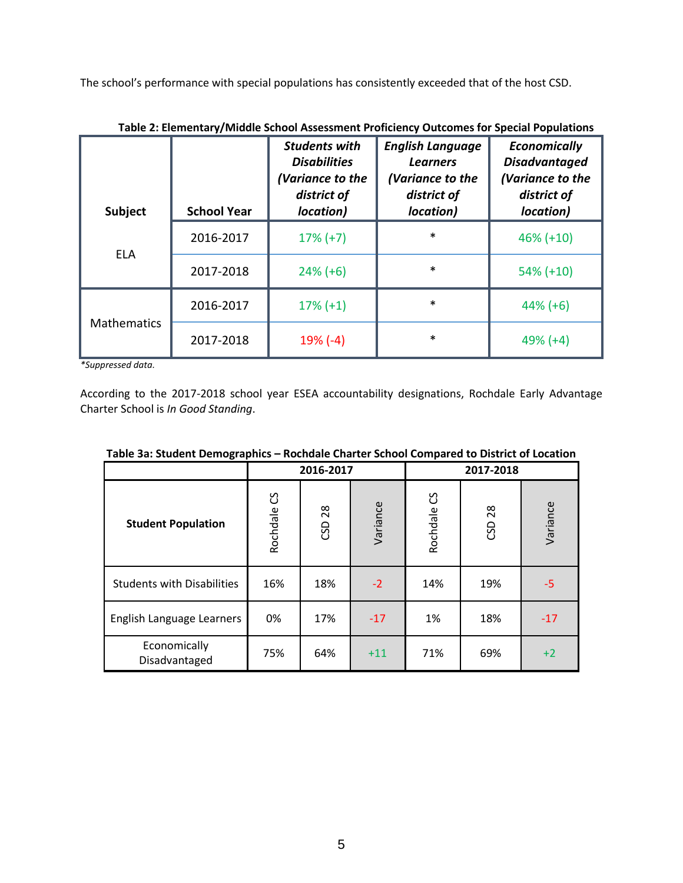The school's performance with special populations has consistently exceeded that of the host CSD.

**Table 2: Elementary/Middle School Assessment Proficiency Outcomes for Special Populations**

| Subject | School Year | *Students with Disabilities (Variance to the district of location)* | *English Language Learners (Variance to the district of location)* | *Economically Disadvantaged (Variance to the district of location)* |
|---|---|---|---|---|
| ELA | 2016-2017 | 17% (+7) | * | 46% (+10) |
| | 2017-2018 | 24% (+6) | * | 54% (+10) |
| Mathematics | 2016-2017 | 17% (+1) | * | 44% (+6) |
| | 2017-2018 | 19% (-4) | * | 49% (+4) |

*\*Suppressed data.*

According to the 2017-2018 school year ESEA accountability designations, Rochdale Early Advantage Charter School is *In Good Standing*.

**Table 3a: Student Demographics – Rochdale Charter School Compared to District of Location**

| | 2016-2017 | | | 2017-2018 | | |
|---|---|---|---|---|---|---|
| **Student Population** | Rochdale CS | CSD 28 | Variance | Rochdale CS | CSD 28 | Variance |
| Students with Disabilities | 16% | 18% | -2 | 14% | 19% | -5 |
| English Language Learners | 0% | 17% | -17 | 1% | 18% | -17 |
| Economically Disadvantaged | 75% | 64% | +11 | 71% | 69% | +2 |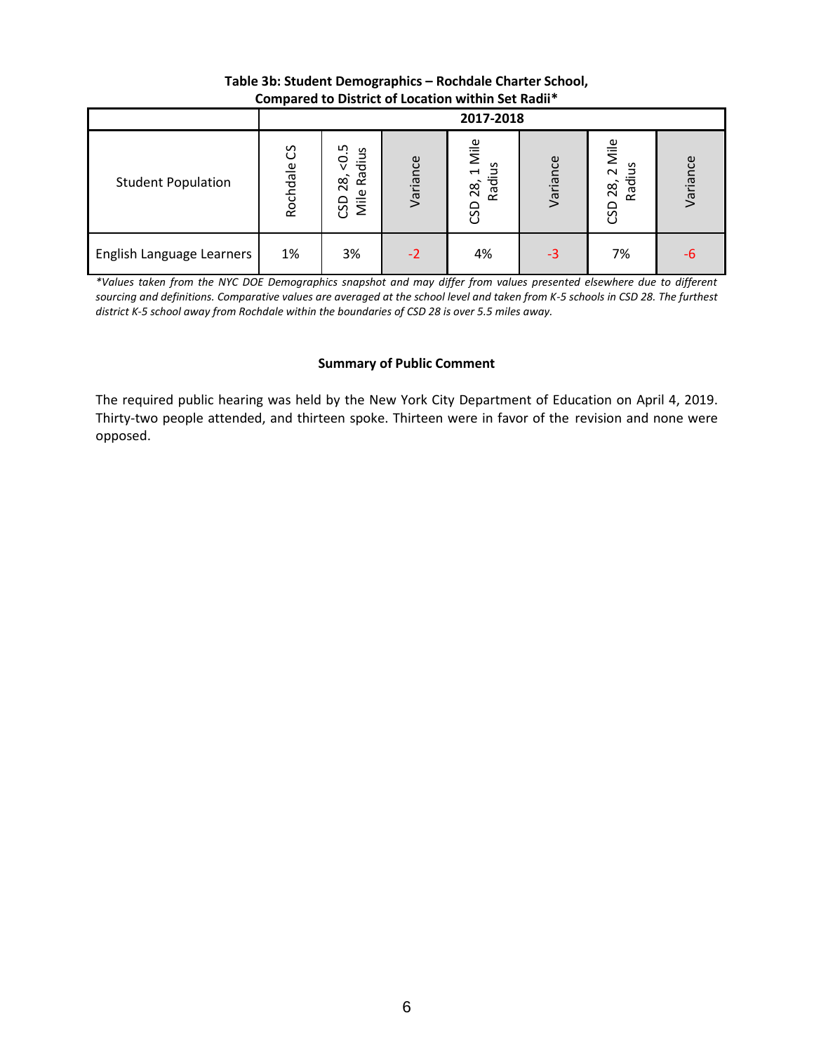**Table 3b: Student Demographics – Rochdale Charter School, Compared to District of Location within Set Radii***

| Student Population | 2017-2018 | | | | | | |
|---|---|---|---|---|---|---|---|
| | Rochdale CS | CSD 28, <0.5 Mile Radius | Variance | CSD 28, 1 Mile Radius | Variance | CSD 28, 2 Mile Radius | Variance |
| English Language Learners | 1% | 3% | -2 | 4% | -3 | 7% | -6 |

*\*Values taken from the NYC DOE Demographics snapshot and may differ from values presented elsewhere due to different sourcing and definitions. Comparative values are averaged at the school level and taken from K-5 schools in CSD 28. The furthest district K-5 school away from Rochdale within the boundaries of CSD 28 is over 5.5 miles away.*

**Summary of Public Comment**

The required public hearing was held by the New York City Department of Education on April 4, 2019. Thirty-two people attended, and thirteen spoke. Thirteen were in favor of the revision and none were opposed.